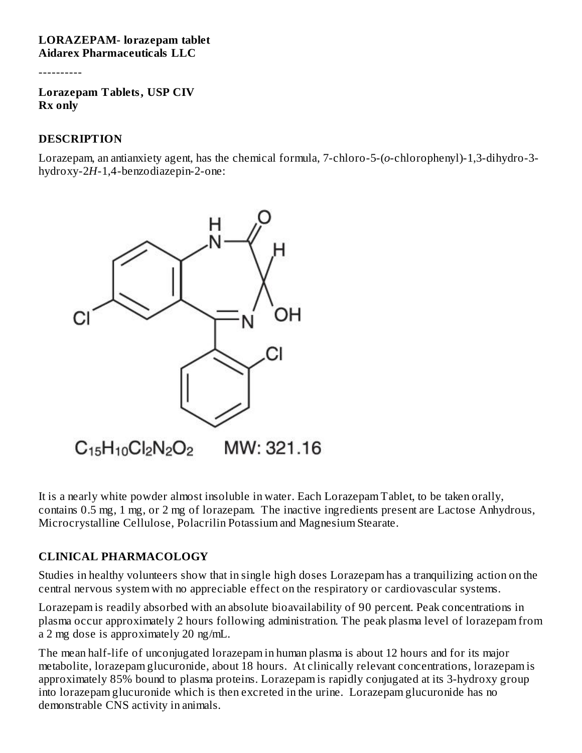**LORAZEPAM- lorazepam tablet**
**Aidarex Pharmaceuticals LLC**

----------

**Lorazepam Tablets, USP CIV**
**Rx only**

## DESCRIPTION

Lorazepam, an antianxiety agent, has the chemical formula, 7-chloro-5-(*o*-chlorophenyl)-1,3-dihydro-3-hydroxy-2*H*-1,4-benzodiazepin-2-one:

$C_{15}H_{10}Cl_2N_2O_2$ MW: 321.16

It is a nearly white powder almost insoluble in water. Each Lorazepam Tablet, to be taken orally, contains 0.5 mg, 1 mg, or 2 mg of lorazepam. The inactive ingredients present are Lactose Anhydrous, Microcrystalline Cellulose, Polacrilin Potassium and Magnesium Stearate.

## CLINICAL PHARMACOLOGY

Studies in healthy volunteers show that in single high doses Lorazepam has a tranquilizing action on the central nervous system with no appreciable effect on the respiratory or cardiovascular systems.

Lorazepam is readily absorbed with an absolute bioavailability of 90 percent. Peak concentrations in plasma occur approximately 2 hours following administration. The peak plasma level of lorazepam from a 2 mg dose is approximately 20 ng/mL.

The mean half-life of unconjugated lorazepam in human plasma is about 12 hours and for its major metabolite, lorazepam glucuronide, about 18 hours. At clinically relevant concentrations, lorazepam is approximately 85% bound to plasma proteins. Lorazepam is rapidly conjugated at its 3-hydroxy group into lorazepam glucuronide which is then excreted in the urine. Lorazepam glucuronide has no demonstrable CNS activity in animals.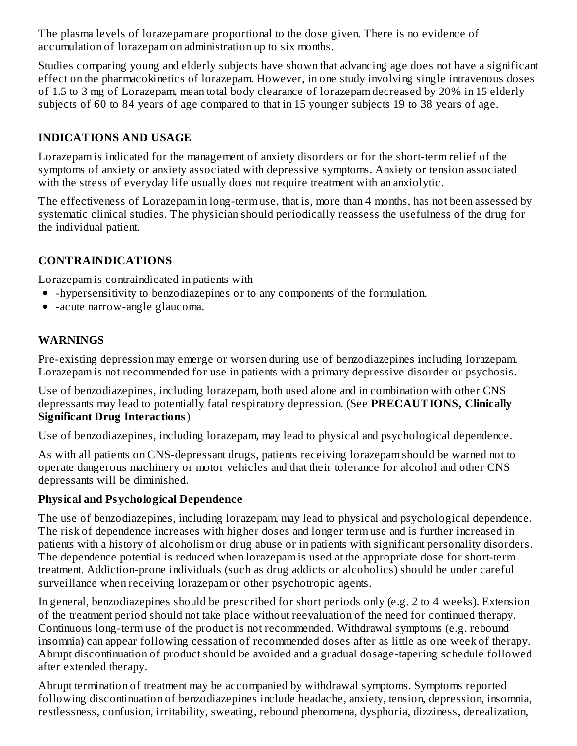The plasma levels of lorazepam are proportional to the dose given. There is no evidence of accumulation of lorazepam on administration up to six months.

Studies comparing young and elderly subjects have shown that advancing age does not have a significant effect on the pharmacokinetics of lorazepam. However, in one study involving single intravenous doses of 1.5 to 3 mg of Lorazepam, mean total body clearance of lorazepam decreased by 20% in 15 elderly subjects of 60 to 84 years of age compared to that in 15 younger subjects 19 to 38 years of age.

## INDICATIONS AND USAGE

Lorazepam is indicated for the management of anxiety disorders or for the short-term relief of the symptoms of anxiety or anxiety associated with depressive symptoms. Anxiety or tension associated with the stress of everyday life usually does not require treatment with an anxiolytic.

The effectiveness of Lorazepam in long-term use, that is, more than 4 months, has not been assessed by systematic clinical studies. The physician should periodically reassess the usefulness of the drug for the individual patient.

## CONTRAINDICATIONS

Lorazepam is contraindicated in patients with

- -hypersensitivity to benzodiazepines or to any components of the formulation.
- -acute narrow-angle glaucoma.

## WARNINGS

Pre-existing depression may emerge or worsen during use of benzodiazepines including lorazepam. Lorazepam is not recommended for use in patients with a primary depressive disorder or psychosis.

Use of benzodiazepines, including lorazepam, both used alone and in combination with other CNS depressants may lead to potentially fatal respiratory depression. (See **PRECAUTIONS, Clinically Significant Drug Interactions**)

Use of benzodiazepines, including lorazepam, may lead to physical and psychological dependence.

As with all patients on CNS-depressant drugs, patients receiving lorazepam should be warned not to operate dangerous machinery or motor vehicles and that their tolerance for alcohol and other CNS depressants will be diminished.

### Physical and Psychological Dependence

The use of benzodiazepines, including lorazepam, may lead to physical and psychological dependence. The risk of dependence increases with higher doses and longer term use and is further increased in patients with a history of alcoholism or drug abuse or in patients with significant personality disorders. The dependence potential is reduced when lorazepam is used at the appropriate dose for short-term treatment. Addiction-prone individuals (such as drug addicts or alcoholics) should be under careful surveillance when receiving lorazepam or other psychotropic agents.

In general, benzodiazepines should be prescribed for short periods only (e.g. 2 to 4 weeks). Extension of the treatment period should not take place without reevaluation of the need for continued therapy. Continuous long-term use of the product is not recommended. Withdrawal symptoms (e.g. rebound insomnia) can appear following cessation of recommended doses after as little as one week of therapy. Abrupt discontinuation of product should be avoided and a gradual dosage-tapering schedule followed after extended therapy.

Abrupt termination of treatment may be accompanied by withdrawal symptoms. Symptoms reported following discontinuation of benzodiazepines include headache, anxiety, tension, depression, insomnia, restlessness, confusion, irritability, sweating, rebound phenomena, dysphoria, dizziness, derealization,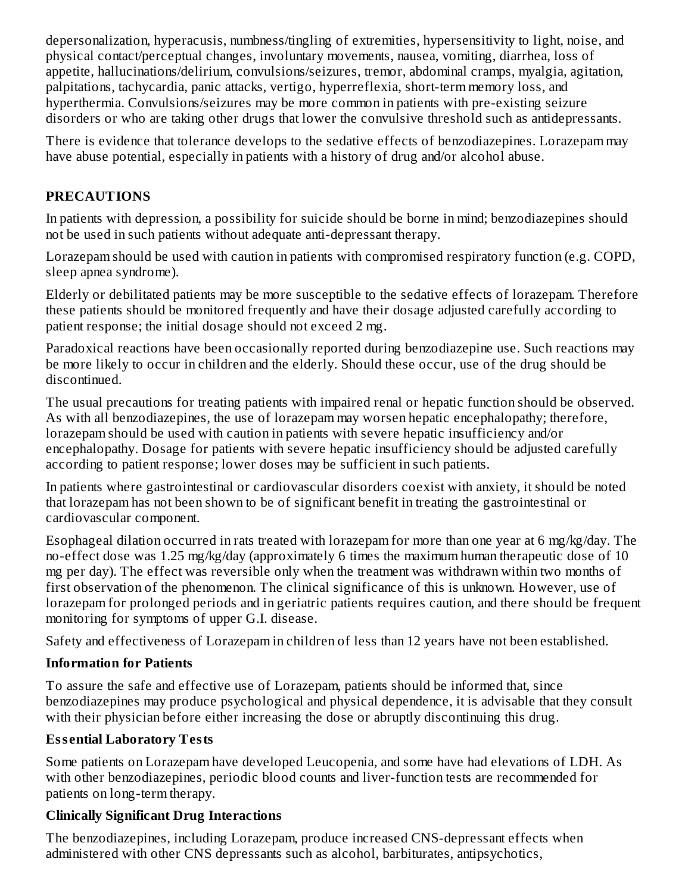depersonalization, hyperacusis, numbness/tingling of extremities, hypersensitivity to light, noise, and physical contact/perceptual changes, involuntary movements, nausea, vomiting, diarrhea, loss of appetite, hallucinations/delirium, convulsions/seizures, tremor, abdominal cramps, myalgia, agitation, palpitations, tachycardia, panic attacks, vertigo, hyperreflexia, short-term memory loss, and hyperthermia. Convulsions/seizures may be more common in patients with pre-existing seizure disorders or who are taking other drugs that lower the convulsive threshold such as antidepressants.

There is evidence that tolerance develops to the sedative effects of benzodiazepines. Lorazepam may have abuse potential, especially in patients with a history of drug and/or alcohol abuse.

## PRECAUTIONS

In patients with depression, a possibility for suicide should be borne in mind; benzodiazepines should not be used in such patients without adequate anti-depressant therapy.

Lorazepam should be used with caution in patients with compromised respiratory function (e.g. COPD, sleep apnea syndrome).

Elderly or debilitated patients may be more susceptible to the sedative effects of lorazepam. Therefore these patients should be monitored frequently and have their dosage adjusted carefully according to patient response; the initial dosage should not exceed 2 mg.

Paradoxical reactions have been occasionally reported during benzodiazepine use. Such reactions may be more likely to occur in children and the elderly. Should these occur, use of the drug should be discontinued.

The usual precautions for treating patients with impaired renal or hepatic function should be observed. As with all benzodiazepines, the use of lorazepam may worsen hepatic encephalopathy; therefore, lorazepam should be used with caution in patients with severe hepatic insufficiency and/or encephalopathy. Dosage for patients with severe hepatic insufficiency should be adjusted carefully according to patient response; lower doses may be sufficient in such patients.

In patients where gastrointestinal or cardiovascular disorders coexist with anxiety, it should be noted that lorazepam has not been shown to be of significant benefit in treating the gastrointestinal or cardiovascular component.

Esophageal dilation occurred in rats treated with lorazepam for more than one year at 6 mg/kg/day. The no-effect dose was 1.25 mg/kg/day (approximately 6 times the maximum human therapeutic dose of 10 mg per day). The effect was reversible only when the treatment was withdrawn within two months of first observation of the phenomenon. The clinical significance of this is unknown. However, use of lorazepam for prolonged periods and in geriatric patients requires caution, and there should be frequent monitoring for symptoms of upper G.I. disease.

Safety and effectiveness of Lorazepam in children of less than 12 years have not been established.

### Information for Patients

To assure the safe and effective use of Lorazepam, patients should be informed that, since benzodiazepines may produce psychological and physical dependence, it is advisable that they consult with their physician before either increasing the dose or abruptly discontinuing this drug.

### Essential Laboratory Tests

Some patients on Lorazepam have developed Leucopenia, and some have had elevations of LDH. As with other benzodiazepines, periodic blood counts and liver-function tests are recommended for patients on long-term therapy.

### Clinically Significant Drug Interactions

The benzodiazepines, including Lorazepam, produce increased CNS-depressant effects when administered with other CNS depressants such as alcohol, barbiturates, antipsychotics,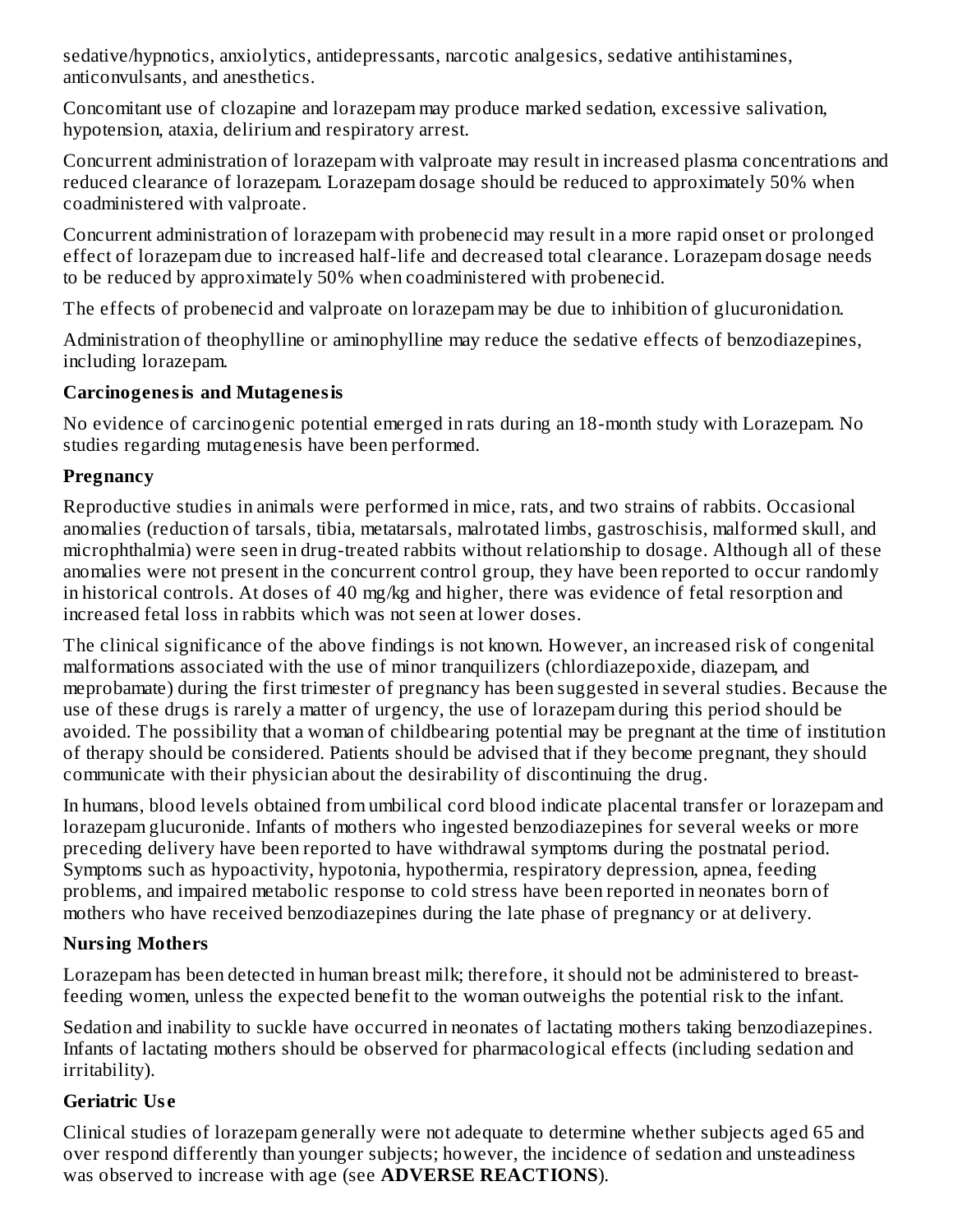sedative/hypnotics, anxiolytics, antidepressants, narcotic analgesics, sedative antihistamines, anticonvulsants, and anesthetics.

Concomitant use of clozapine and lorazepam may produce marked sedation, excessive salivation, hypotension, ataxia, delirium and respiratory arrest.

Concurrent administration of lorazepam with valproate may result in increased plasma concentrations and reduced clearance of lorazepam. Lorazepam dosage should be reduced to approximately 50% when coadministered with valproate.

Concurrent administration of lorazepam with probenecid may result in a more rapid onset or prolonged effect of lorazepam due to increased half-life and decreased total clearance. Lorazepam dosage needs to be reduced by approximately 50% when coadministered with probenecid.

The effects of probenecid and valproate on lorazepam may be due to inhibition of glucuronidation.

Administration of theophylline or aminophylline may reduce the sedative effects of benzodiazepines, including lorazepam.

**Carcinogenesis and Mutagenesis**

No evidence of carcinogenic potential emerged in rats during an 18-month study with Lorazepam. No studies regarding mutagenesis have been performed.

**Pregnancy**

Reproductive studies in animals were performed in mice, rats, and two strains of rabbits. Occasional anomalies (reduction of tarsals, tibia, metatarsals, malrotated limbs, gastroschisis, malformed skull, and microphthalmia) were seen in drug-treated rabbits without relationship to dosage. Although all of these anomalies were not present in the concurrent control group, they have been reported to occur randomly in historical controls. At doses of 40 mg/kg and higher, there was evidence of fetal resorption and increased fetal loss in rabbits which was not seen at lower doses.

The clinical significance of the above findings is not known. However, an increased risk of congenital malformations associated with the use of minor tranquilizers (chlordiazepoxide, diazepam, and meprobamate) during the first trimester of pregnancy has been suggested in several studies. Because the use of these drugs is rarely a matter of urgency, the use of lorazepam during this period should be avoided. The possibility that a woman of childbearing potential may be pregnant at the time of institution of therapy should be considered. Patients should be advised that if they become pregnant, they should communicate with their physician about the desirability of discontinuing the drug.

In humans, blood levels obtained from umbilical cord blood indicate placental transfer or lorazepam and lorazepam glucuronide. Infants of mothers who ingested benzodiazepines for several weeks or more preceding delivery have been reported to have withdrawal symptoms during the postnatal period. Symptoms such as hypoactivity, hypotonia, hypothermia, respiratory depression, apnea, feeding problems, and impaired metabolic response to cold stress have been reported in neonates born of mothers who have received benzodiazepines during the late phase of pregnancy or at delivery.

**Nursing Mothers**

Lorazepam has been detected in human breast milk; therefore, it should not be administered to breast-feeding women, unless the expected benefit to the woman outweighs the potential risk to the infant.

Sedation and inability to suckle have occurred in neonates of lactating mothers taking benzodiazepines. Infants of lactating mothers should be observed for pharmacological effects (including sedation and irritability).

**Geriatric Use**

Clinical studies of lorazepam generally were not adequate to determine whether subjects aged 65 and over respond differently than younger subjects; however, the incidence of sedation and unsteadiness was observed to increase with age (see **ADVERSE REACTIONS**).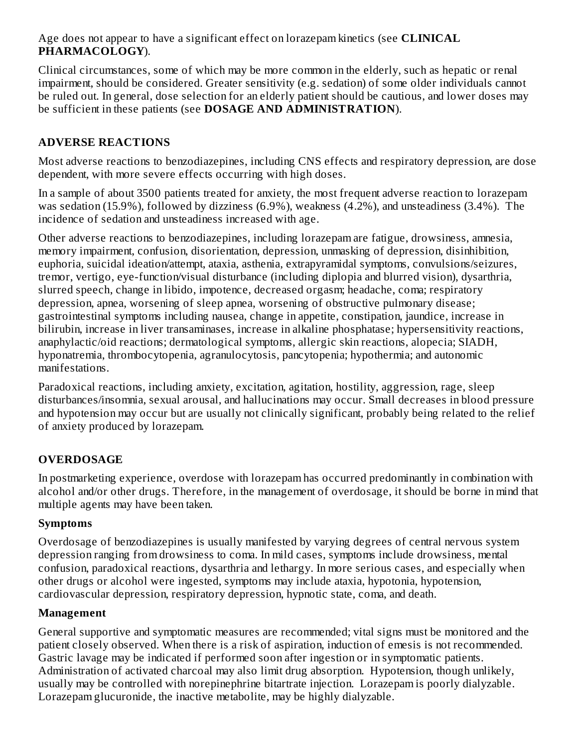Age does not appear to have a significant effect on lorazepam kinetics (see **CLINICAL PHARMACOLOGY**).

Clinical circumstances, some of which may be more common in the elderly, such as hepatic or renal impairment, should be considered. Greater sensitivity (e.g. sedation) of some older individuals cannot be ruled out. In general, dose selection for an elderly patient should be cautious, and lower doses may be sufficient in these patients (see **DOSAGE AND ADMINISTRATION**).

## ADVERSE REACTIONS

Most adverse reactions to benzodiazepines, including CNS effects and respiratory depression, are dose dependent, with more severe effects occurring with high doses.

In a sample of about 3500 patients treated for anxiety, the most frequent adverse reaction to lorazepam was sedation (15.9%), followed by dizziness (6.9%), weakness (4.2%), and unsteadiness (3.4%). The incidence of sedation and unsteadiness increased with age.

Other adverse reactions to benzodiazepines, including lorazepam are fatigue, drowsiness, amnesia, memory impairment, confusion, disorientation, depression, unmasking of depression, disinhibition, euphoria, suicidal ideation/attempt, ataxia, asthenia, extrapyramidal symptoms, convulsions/seizures, tremor, vertigo, eye-function/visual disturbance (including diplopia and blurred vision), dysarthria, slurred speech, change in libido, impotence, decreased orgasm; headache, coma; respiratory depression, apnea, worsening of sleep apnea, worsening of obstructive pulmonary disease; gastrointestinal symptoms including nausea, change in appetite, constipation, jaundice, increase in bilirubin, increase in liver transaminases, increase in alkaline phosphatase; hypersensitivity reactions, anaphylactic/oid reactions; dermatological symptoms, allergic skin reactions, alopecia; SIADH, hyponatremia, thrombocytopenia, agranulocytosis, pancytopenia; hypothermia; and autonomic manifestations.

Paradoxical reactions, including anxiety, excitation, agitation, hostility, aggression, rage, sleep disturbances/insomnia, sexual arousal, and hallucinations may occur. Small decreases in blood pressure and hypotension may occur but are usually not clinically significant, probably being related to the relief of anxiety produced by lorazepam.

## OVERDOSAGE

In postmarketing experience, overdose with lorazepam has occurred predominantly in combination with alcohol and/or other drugs. Therefore, in the management of overdosage, it should be borne in mind that multiple agents may have been taken.

### Symptoms

Overdosage of benzodiazepines is usually manifested by varying degrees of central nervous system depression ranging from drowsiness to coma. In mild cases, symptoms include drowsiness, mental confusion, paradoxical reactions, dysarthria and lethargy. In more serious cases, and especially when other drugs or alcohol were ingested, symptoms may include ataxia, hypotonia, hypotension, cardiovascular depression, respiratory depression, hypnotic state, coma, and death.

### Management

General supportive and symptomatic measures are recommended; vital signs must be monitored and the patient closely observed. When there is a risk of aspiration, induction of emesis is not recommended. Gastric lavage may be indicated if performed soon after ingestion or in symptomatic patients. Administration of activated charcoal may also limit drug absorption. Hypotension, though unlikely, usually may be controlled with norepinephrine bitartrate injection. Lorazepam is poorly dialyzable. Lorazepam glucuronide, the inactive metabolite, may be highly dialyzable.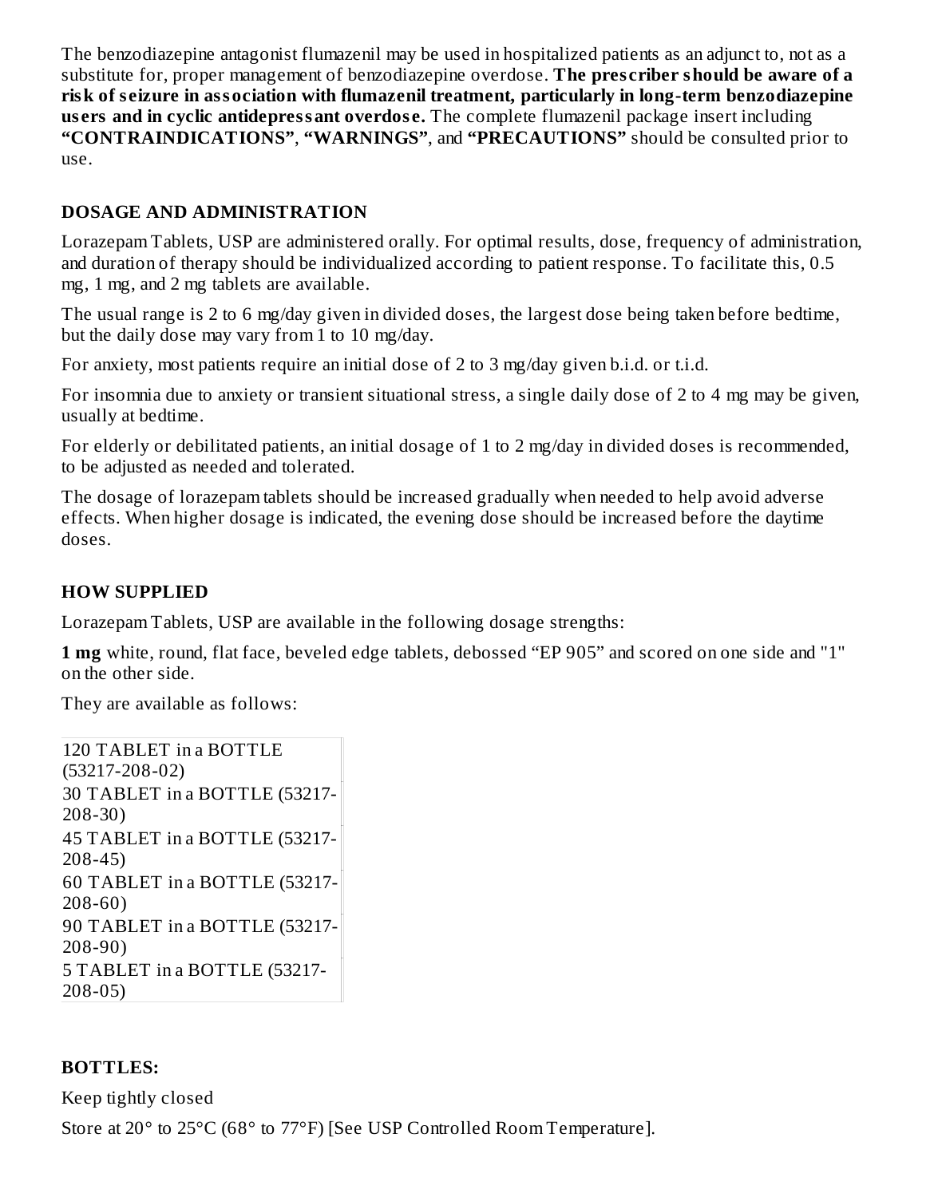The benzodiazepine antagonist flumazenil may be used in hospitalized patients as an adjunct to, not as a substitute for, proper management of benzodiazepine overdose. **The prescriber should be aware of a risk of seizure in association with flumazenil treatment, particularly in long-term benzodiazepine users and in cyclic antidepressant overdose.** The complete flumazenil package insert including **"CONTRAINDICATIONS"**, **"WARNINGS"**, and **"PRECAUTIONS"** should be consulted prior to use.

## DOSAGE AND ADMINISTRATION

Lorazepam Tablets, USP are administered orally. For optimal results, dose, frequency of administration, and duration of therapy should be individualized according to patient response. To facilitate this, 0.5 mg, 1 mg, and 2 mg tablets are available.

The usual range is 2 to 6 mg/day given in divided doses, the largest dose being taken before bedtime, but the daily dose may vary from 1 to 10 mg/day.

For anxiety, most patients require an initial dose of 2 to 3 mg/day given b.i.d. or t.i.d.

For insomnia due to anxiety or transient situational stress, a single daily dose of 2 to 4 mg may be given, usually at bedtime.

For elderly or debilitated patients, an initial dosage of 1 to 2 mg/day in divided doses is recommended, to be adjusted as needed and tolerated.

The dosage of lorazepam tablets should be increased gradually when needed to help avoid adverse effects. When higher dosage is indicated, the evening dose should be increased before the daytime doses.

## HOW SUPPLIED

Lorazepam Tablets, USP are available in the following dosage strengths:

**1 mg** white, round, flat face, beveled edge tablets, debossed "EP 905" and scored on one side and "1" on the other side.

They are available as follows:

| |
|---|
| 120 TABLET in a BOTTLE (53217-208-02) |
| 30 TABLET in a BOTTLE (53217-208-30) |
| 45 TABLET in a BOTTLE (53217-208-45) |
| 60 TABLET in a BOTTLE (53217-208-60) |
| 90 TABLET in a BOTTLE (53217-208-90) |
| 5 TABLET in a BOTTLE (53217-208-05) |

## BOTTLES:

Keep tightly closed

Store at 20° to 25°C (68° to 77°F) [See USP Controlled Room Temperature].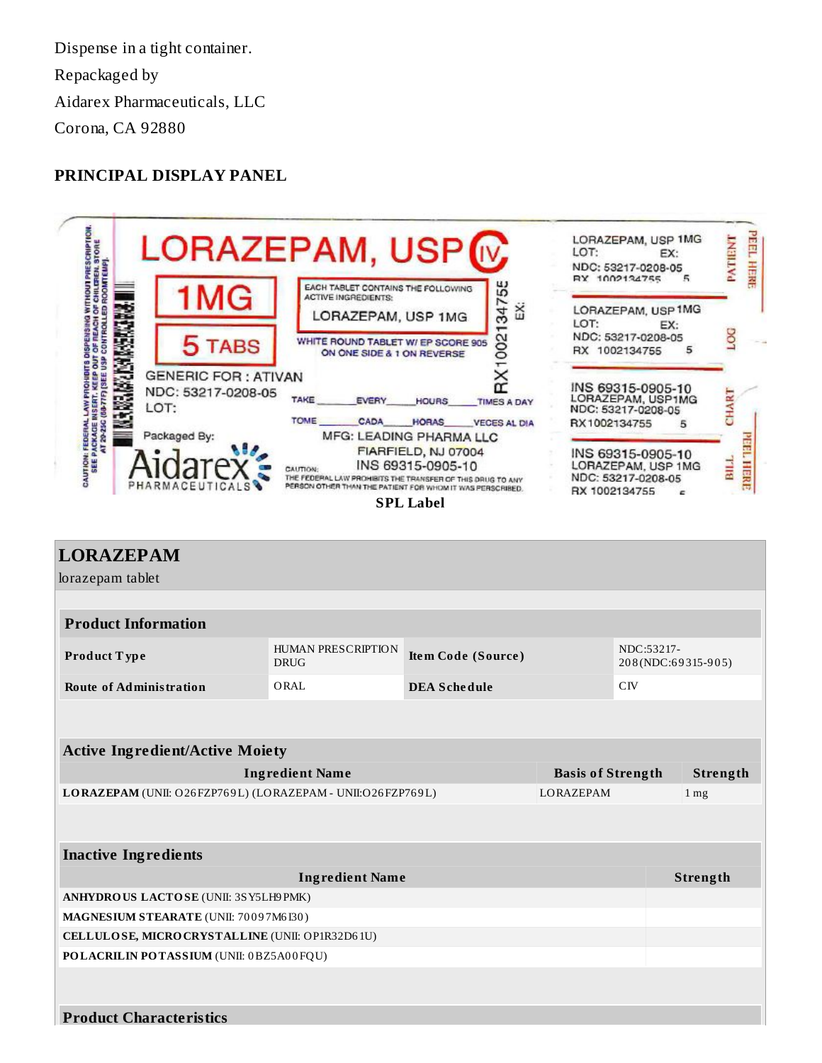Dispense in a tight container.

Repackaged by

Aidarex Pharmaceuticals, LLC

Corona, CA 92880

## PRINCIPAL DISPLAY PANEL

LORAZEPAM, USP CIV

1MG

5 TABS

EACH TABLET CONTAINS THE FOLLOWING ACTIVE INGREDIENTS:

LORAZEPAM, USP 1MG

WHITE ROUND TABLET W/ EP SCORE 905 ON ONE SIDE & 1 ON REVERSE

RX1002134755 EX:

GENERIC FOR : ATIVAN

NDC: 53217-0208-05

LOT:

TAKE \_\_\_\_\_ EVERY \_\_\_\_\_ HOURS \_\_\_\_\_ TIMES A DAY

TOME \_\_\_\_\_ CADA \_\_\_\_\_ HORAS \_\_\_\_\_ VECES AL DIA

Packaged By:

Aidarex PHARMACEUTICALS

MFG: LEADING PHARMA LLC

FIARFIELD, NJ 07004

INS 69315-0905-10

CAUTION: THE FEDERAL LAW PROHIBITS THE TRANSFER OF THIS DRUG TO ANY PERSON OTHER THAN THE PATIENT FOR WHOM IT WAS PERSCRIBED.

CAUTION: FEDERAL LAW PROHIBITS DISPENSING WITHOUT PRESCRIPTION. SEE PACKAGE INSERT. KEEP OUT OF REACH OF CHILDREN. STORE AT 20-25C (68-77F) [SEE USP CONTROLLED ROOMTEMP].

LORAZEPAM, USP 1MG
LOT: EX:
NDC: 53217-0208-05
RX 1002134755 5
PATIENT PEEL HERE

LORAZEPAM, USP 1MG
LOT: EX:
NDC: 53217-0208-05
RX 1002134755 5
LOG

INS 69315-0905-10
LORAZEPAM, USP1MG
NDC: 53217-0208-05
RX1002134755 5
CHART

INS 69315-0905-10
LORAZEPAM, USP 1MG
NDC: 53217-0208-05
RX 1002134755 5
BILL PEEL HERE

SPL Label

## LORAZEPAM

lorazepam tablet

| Product Information | | | |
|---|---|---|---|
| **Product Type** | HUMAN PRESCRIPTION DRUG | **Item Code (Source)** | NDC:53217-208(NDC:69315-905) |
| **Route of Administration** | ORAL | **DEA Schedule** | CIV |

| Active Ingredient/Active Moiety | | |
|---|---|---|
| **Ingredient Name** | **Basis of Strength** | **Strength** |
| **LORAZEPAM** (UNII: O26FZP769L) (LORAZEPAM - UNII:O26FZP769L) | LORAZEPAM | 1 mg |

| Inactive Ingredients | |
|---|---|
| **Ingredient Name** | **Strength** |
| **ANHYDROUS LACTOSE** (UNII: 3SY5LH9PMK) | |
| **MAGNESIUM STEARATE** (UNII: 70097M6I30) | |
| **CELLULOSE, MICROCRYSTALLINE** (UNII: OP1R32D61U) | |
| **POLACRILIN POTASSIUM** (UNII: 0BZ5A00FQU) | |

**Product Characteristics**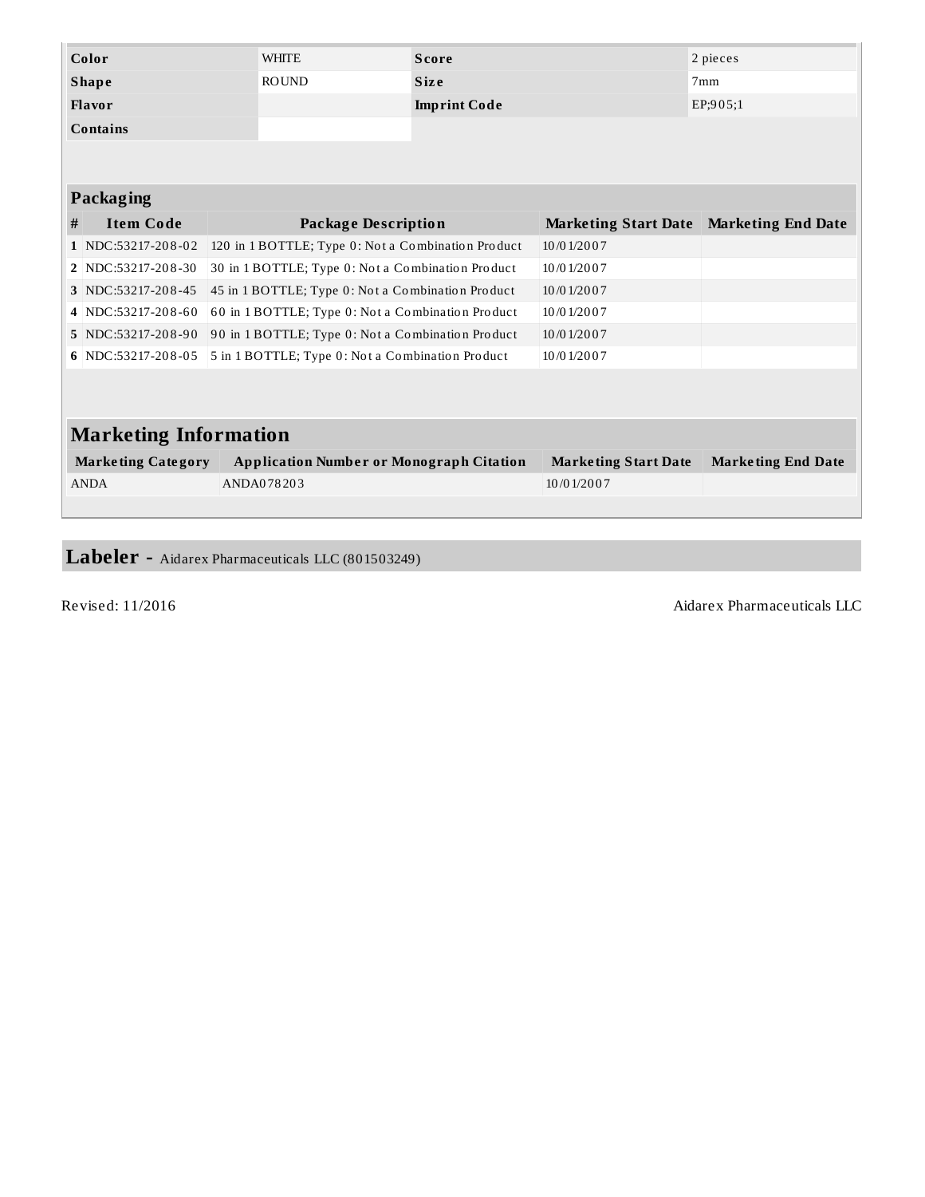| | | | |
|---|---|---|---|
| **Color** | WHITE | **Score** | 2 pieces |
| **Shape** | ROUND | **Size** | 7mm |
| **Flavor** | | **Imprint Code** | EP;905;1 |
| **Contains** | | | |

### Packaging

| # | Item Code | Package Description | Marketing Start Date | Marketing End Date |
|---|---|---|---|---|
| 1 | NDC:53217-208-02 | 120 in 1 BOTTLE; Type 0: Not a Combination Product | 10/01/2007 | |
| 2 | NDC:53217-208-30 | 30 in 1 BOTTLE; Type 0: Not a Combination Product | 10/01/2007 | |
| 3 | NDC:53217-208-45 | 45 in 1 BOTTLE; Type 0: Not a Combination Product | 10/01/2007 | |
| 4 | NDC:53217-208-60 | 60 in 1 BOTTLE; Type 0: Not a Combination Product | 10/01/2007 | |
| 5 | NDC:53217-208-90 | 90 in 1 BOTTLE; Type 0: Not a Combination Product | 10/01/2007 | |
| 6 | NDC:53217-208-05 | 5 in 1 BOTTLE; Type 0: Not a Combination Product | 10/01/2007 | |

## Marketing Information

| Marketing Category | Application Number or Monograph Citation | Marketing Start Date | Marketing End Date |
|---|---|---|---|
| ANDA | ANDA078203 | 10/01/2007 | |

## Labeler - Aidarex Pharmaceuticals LLC (801503249)

Revised: 11/2016

Aidarex Pharmaceuticals LLC